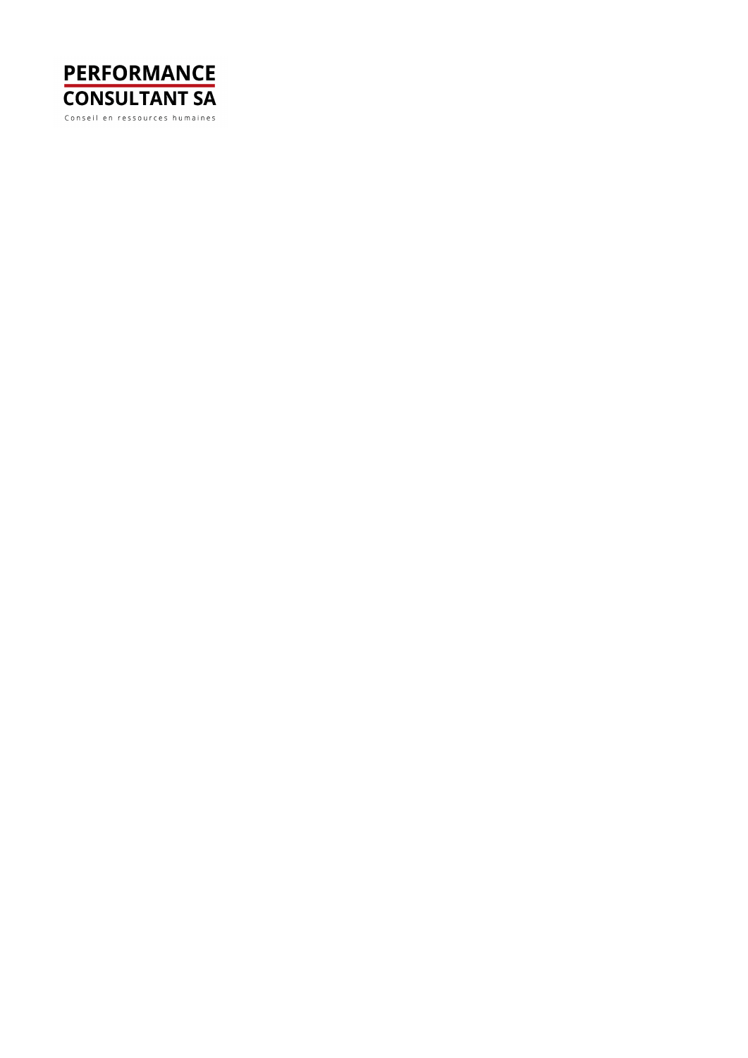**PERFORMANCE CONSULTANT SA**

Conseil en ressources humaines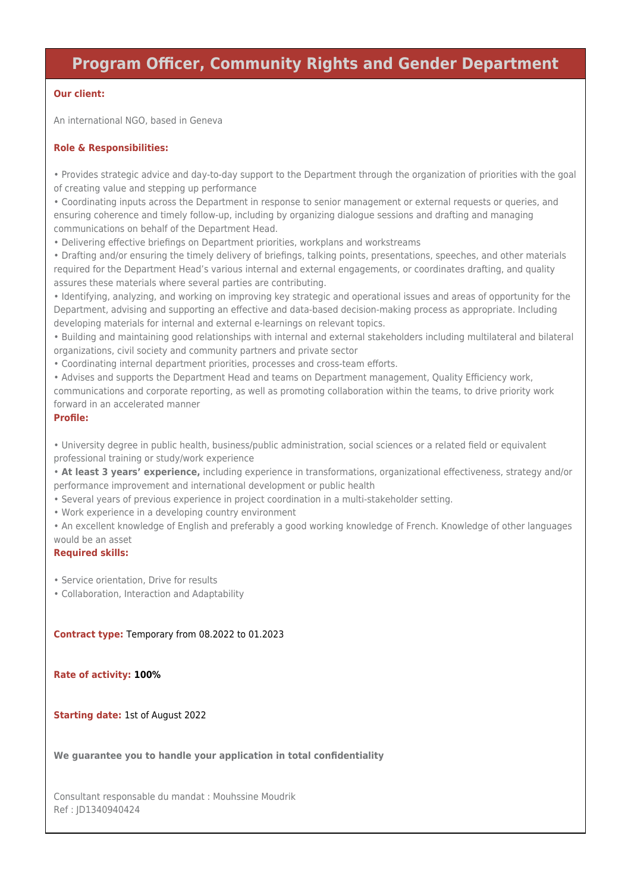# Program Officer, Community Rights and Gender Department

**Our client:**

An international NGO, based in Geneva

**Role & Responsibilities:**

- Provides strategic advice and day-to-day support to the Department through the organization of priorities with the goal of creating value and stepping up performance
- Coordinating inputs across the Department in response to senior management or external requests or queries, and ensuring coherence and timely follow-up, including by organizing dialogue sessions and drafting and managing communications on behalf of the Department Head.
- Delivering effective briefings on Department priorities, workplans and workstreams
- Drafting and/or ensuring the timely delivery of briefings, talking points, presentations, speeches, and other materials required for the Department Head's various internal and external engagements, or coordinates drafting, and quality assures these materials where several parties are contributing.
- Identifying, analyzing, and working on improving key strategic and operational issues and areas of opportunity for the Department, advising and supporting an effective and data-based decision-making process as appropriate. Including developing materials for internal and external e-learnings on relevant topics.
- Building and maintaining good relationships with internal and external stakeholders including multilateral and bilateral organizations, civil society and community partners and private sector
- Coordinating internal department priorities, processes and cross-team efforts.
- Advises and supports the Department Head and teams on Department management, Quality Efficiency work, communications and corporate reporting, as well as promoting collaboration within the teams, to drive priority work forward in an accelerated manner

**Profile:**

- University degree in public health, business/public administration, social sciences or a related field or equivalent professional training or study/work experience
- **At least 3 years' experience,** including experience in transformations, organizational effectiveness, strategy and/or performance improvement and international development or public health
- Several years of previous experience in project coordination in a multi-stakeholder setting.
- Work experience in a developing country environment
- An excellent knowledge of English and preferably a good working knowledge of French. Knowledge of other languages would be an asset

**Required skills:**

- Service orientation, Drive for results
- Collaboration, Interaction and Adaptability

**Contract type:** Temporary from 08.2022 to 01.2023

**Rate of activity:** **100%**

**Starting date:** 1st of August 2022

**We guarantee you to handle your application in total confidentiality**

Consultant responsable du mandat : Mouhssine Moudrik
Ref : JD1340940424